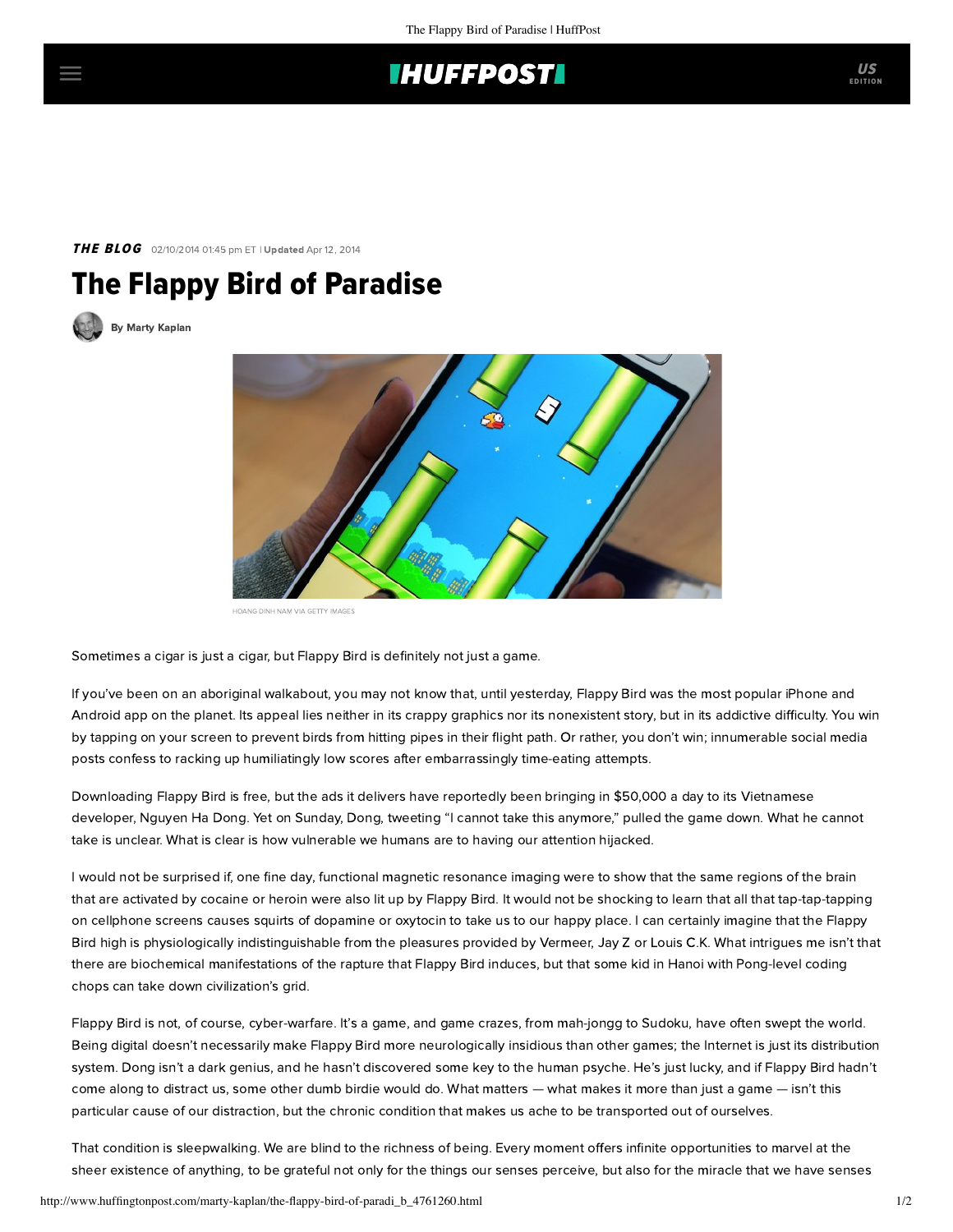THE BLOG 02/10/2014 01:45 pm ET | **Updated** Apr 12, 2014

# The Flappy Bird of Paradise

By Marty Kaplan

HOANG DINH NAM VIA GETTY IMAGES

Sometimes a cigar is just a cigar, but Flappy Bird is definitely not just a game.

If you've been on an aboriginal walkabout, you may not know that, until yesterday, Flappy Bird was the most popular iPhone and Android app on the planet. Its appeal lies neither in its crappy graphics nor its nonexistent story, but in its addictive difficulty. You win by tapping on your screen to prevent birds from hitting pipes in their flight path. Or rather, you don't win; innumerable social media posts confess to racking up humiliatingly low scores after embarrassingly time-eating attempts.

Downloading Flappy Bird is free, but the ads it delivers have reportedly been bringing in $50,000 a day to its Vietnamese developer, Nguyen Ha Dong. Yet on Sunday, Dong, tweeting "I cannot take this anymore," pulled the game down. What he cannot take is unclear. What is clear is how vulnerable we humans are to having our attention hijacked.

I would not be surprised if, one fine day, functional magnetic resonance imaging were to show that the same regions of the brain that are activated by cocaine or heroin were also lit up by Flappy Bird. It would not be shocking to learn that all that tap-tap-tapping on cellphone screens causes squirts of dopamine or oxytocin to take us to our happy place. I can certainly imagine that the Flappy Bird high is physiologically indistinguishable from the pleasures provided by Vermeer, Jay Z or Louis C.K. What intrigues me isn't that there are biochemical manifestations of the rapture that Flappy Bird induces, but that some kid in Hanoi with Pong-level coding chops can take down civilization's grid.

Flappy Bird is not, of course, cyber-warfare. It's a game, and game crazes, from mah-jongg to Sudoku, have often swept the world. Being digital doesn't necessarily make Flappy Bird more neurologically insidious than other games; the Internet is just its distribution system. Dong isn't a dark genius, and he hasn't discovered some key to the human psyche. He's just lucky, and if Flappy Bird hadn't come along to distract us, some other dumb birdie would do. What matters — what makes it more than just a game — isn't this particular cause of our distraction, but the chronic condition that makes us ache to be transported out of ourselves.

That condition is sleepwalking. We are blind to the richness of being. Every moment offers infinite opportunities to marvel at the sheer existence of anything, to be grateful not only for the things our senses perceive, but also for the miracle that we have senses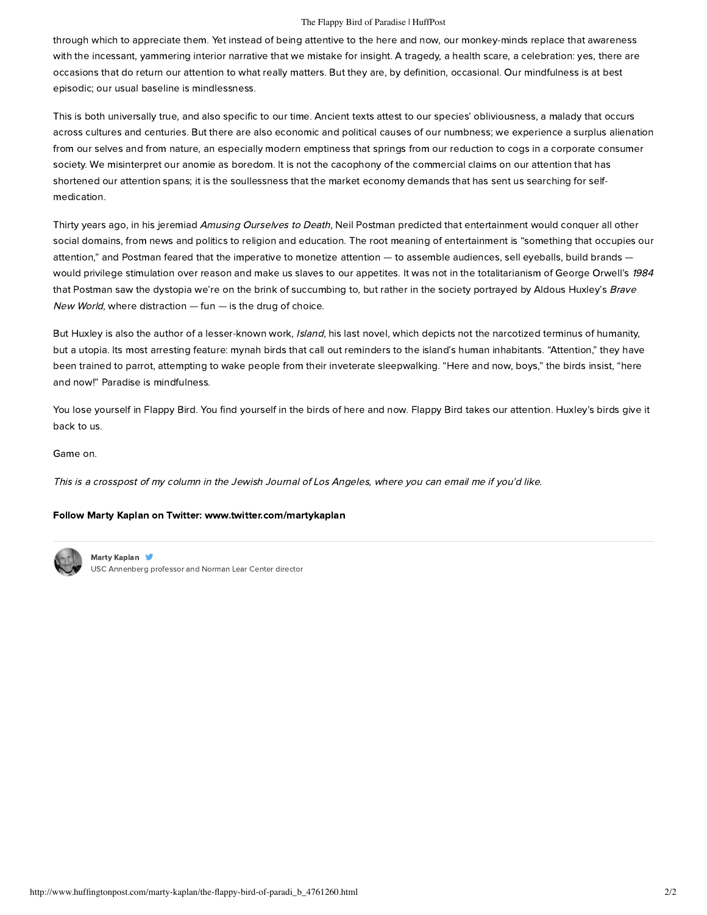through which to appreciate them. Yet instead of being attentive to the here and now, our monkey-minds replace that awareness with the incessant, yammering interior narrative that we mistake for insight. A tragedy, a health scare, a celebration: yes, there are occasions that do return our attention to what really matters. But they are, by definition, occasional. Our mindfulness is at best episodic; our usual baseline is mindlessness.

This is both universally true, and also specific to our time. Ancient texts attest to our species' obliviousness, a malady that occurs across cultures and centuries. But there are also economic and political causes of our numbness; we experience a surplus alienation from our selves and from nature, an especially modern emptiness that springs from our reduction to cogs in a corporate consumer society. We misinterpret our anomie as boredom. It is not the cacophony of the commercial claims on our attention that has shortened our attention spans; it is the soullessness that the market economy demands that has sent us searching for self-medication.

Thirty years ago, in his jeremiad *Amusing Ourselves to Death*, Neil Postman predicted that entertainment would conquer all other social domains, from news and politics to religion and education. The root meaning of entertainment is "something that occupies our attention," and Postman feared that the imperative to monetize attention — to assemble audiences, sell eyeballs, build brands — would privilege stimulation over reason and make us slaves to our appetites. It was not in the totalitarianism of George Orwell's *1984* that Postman saw the dystopia we're on the brink of succumbing to, but rather in the society portrayed by Aldous Huxley's *Brave New World*, where distraction — fun — is the drug of choice.

But Huxley is also the author of a lesser-known work, *Island*, his last novel, which depicts not the narcotized terminus of humanity, but a utopia. Its most arresting feature: mynah birds that call out reminders to the island's human inhabitants. "Attention," they have been trained to parrot, attempting to wake people from their inveterate sleepwalking. "Here and now, boys," the birds insist, "here and now!" Paradise is mindfulness.

You lose yourself in Flappy Bird. You find yourself in the birds of here and now. Flappy Bird takes our attention. Huxley's birds give it back to us.

Game on.

*This is a crosspost of my column in the Jewish Journal of Los Angeles, where you can email me if you'd like.*

**Follow Marty Kaplan on Twitter: www.twitter.com/martykaplan**

**Marty Kaplan**
USC Annenberg professor and Norman Lear Center director